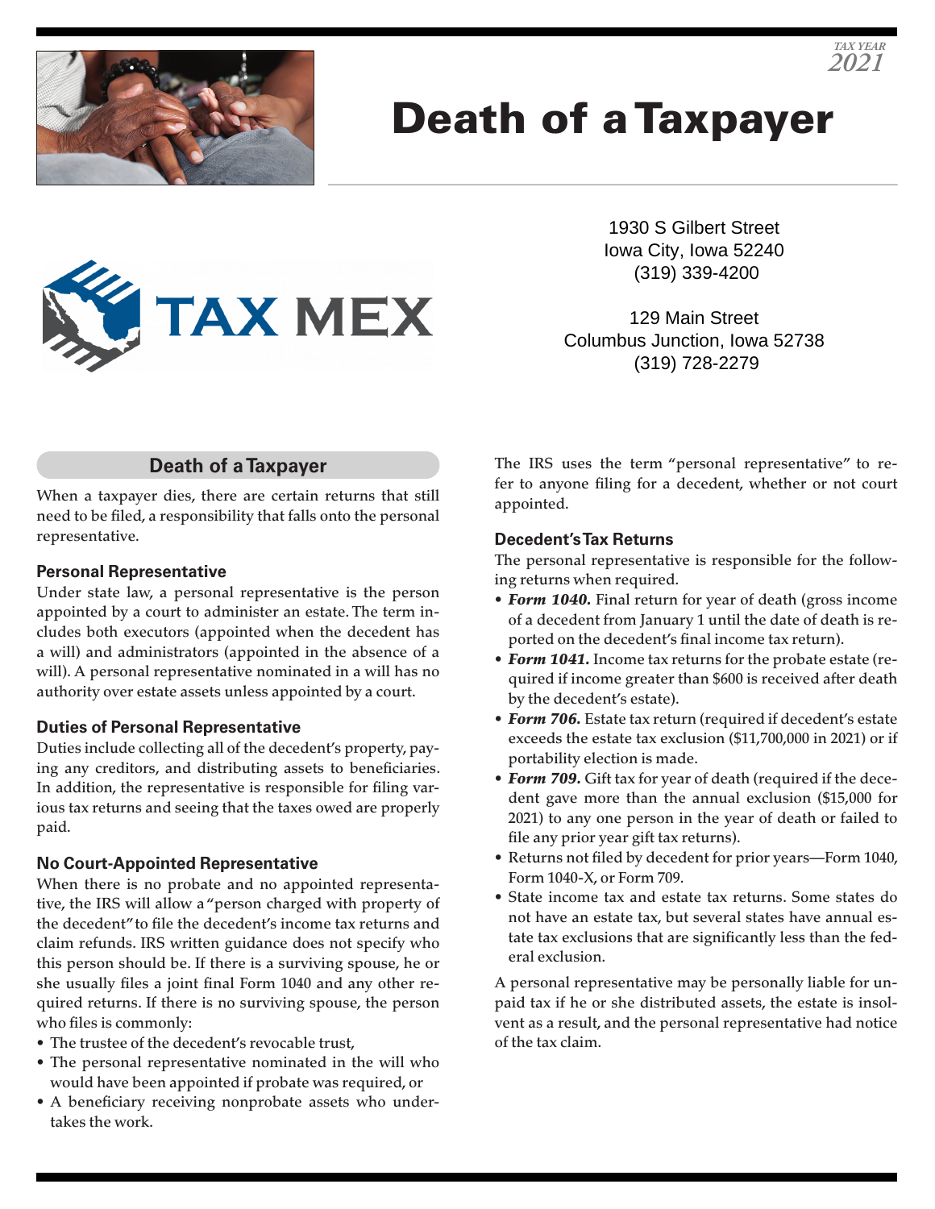TAX YEAR 2021

# Death of a Taxpayer

TAX MEX

1930 S Gilbert Street
Iowa City, Iowa 52240
(319) 339-4200

129 Main Street
Columbus Junction, Iowa 52738
(319) 728-2279

## Death of a Taxpayer

When a taxpayer dies, there are certain returns that still need to be filed, a responsibility that falls onto the personal representative.

### Personal Representative

Under state law, a personal representative is the person appointed by a court to administer an estate. The term includes both executors (appointed when the decedent has a will) and administrators (appointed in the absence of a will). A personal representative nominated in a will has no authority over estate assets unless appointed by a court.

### Duties of Personal Representative

Duties include collecting all of the decedent's property, paying any creditors, and distributing assets to beneficiaries. In addition, the representative is responsible for filing various tax returns and seeing that the taxes owed are properly paid.

### No Court-Appointed Representative

When there is no probate and no appointed representative, the IRS will allow a "person charged with property of the decedent" to file the decedent's income tax returns and claim refunds. IRS written guidance does not specify who this person should be. If there is a surviving spouse, he or she usually files a joint final Form 1040 and any other required returns. If there is no surviving spouse, the person who files is commonly:

- The trustee of the decedent's revocable trust,
- The personal representative nominated in the will who would have been appointed if probate was required, or
- A beneficiary receiving nonprobate assets who undertakes the work.

The IRS uses the term "personal representative" to refer to anyone filing for a decedent, whether or not court appointed.

### Decedent's Tax Returns

The personal representative is responsible for the following returns when required.

- ***Form 1040.*** Final return for year of death (gross income of a decedent from January 1 until the date of death is reported on the decedent's final income tax return).
- ***Form 1041.*** Income tax returns for the probate estate (required if income greater than $600 is received after death by the decedent's estate).
- ***Form 706.*** Estate tax return (required if decedent's estate exceeds the estate tax exclusion ($11,700,000 in 2021) or if portability election is made.
- ***Form 709.*** Gift tax for year of death (required if the decedent gave more than the annual exclusion ($15,000 for 2021) to any one person in the year of death or failed to file any prior year gift tax returns).
- Returns not filed by decedent for prior years—Form 1040, Form 1040-X, or Form 709.
- State income tax and estate tax returns. Some states do not have an estate tax, but several states have annual estate tax exclusions that are significantly less than the federal exclusion.

A personal representative may be personally liable for unpaid tax if he or she distributed assets, the estate is insolvent as a result, and the personal representative had notice of the tax claim.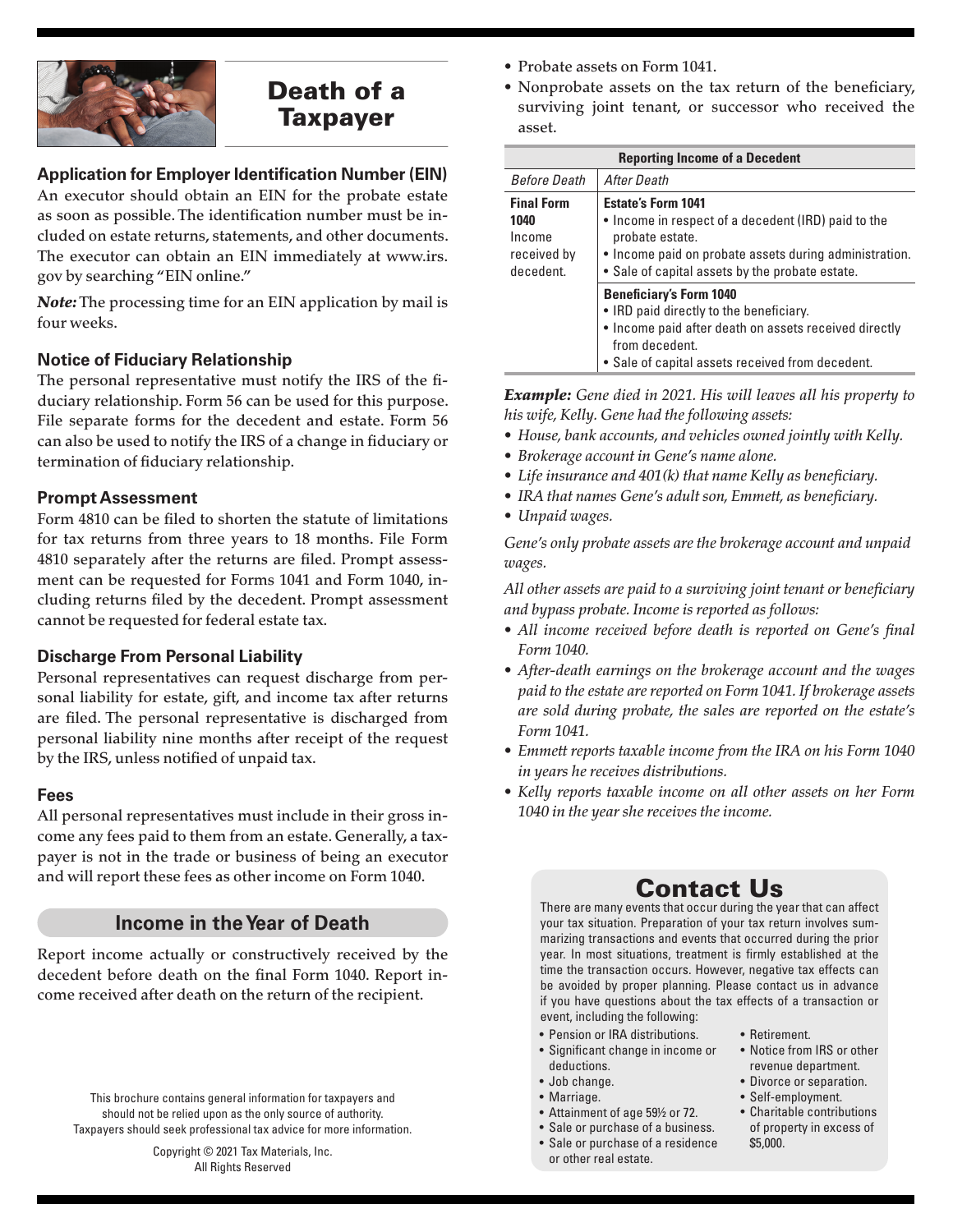# Death of a Taxpayer

### Application for Employer Identification Number (EIN)

An executor should obtain an EIN for the probate estate as soon as possible. The identification number must be included on estate returns, statements, and other documents. The executor can obtain an EIN immediately at www.irs.gov by searching "EIN online."

***Note:*** The processing time for an EIN application by mail is four weeks.

### Notice of Fiduciary Relationship

The personal representative must notify the IRS of the fiduciary relationship. Form 56 can be used for this purpose. File separate forms for the decedent and estate. Form 56 can also be used to notify the IRS of a change in fiduciary or termination of fiduciary relationship.

### Prompt Assessment

Form 4810 can be filed to shorten the statute of limitations for tax returns from three years to 18 months. File Form 4810 separately after the returns are filed. Prompt assessment can be requested for Forms 1041 and Form 1040, including returns filed by the decedent. Prompt assessment cannot be requested for federal estate tax.

### Discharge From Personal Liability

Personal representatives can request discharge from personal liability for estate, gift, and income tax after returns are filed. The personal representative is discharged from personal liability nine months after receipt of the request by the IRS, unless notified of unpaid tax.

### Fees

All personal representatives must include in their gross income any fees paid to them from an estate. Generally, a taxpayer is not in the trade or business of being an executor and will report these fees as other income on Form 1040.

## Income in the Year of Death

Report income actually or constructively received by the decedent before death on the final Form 1040. Report income received after death on the return of the recipient.

- Probate assets on Form 1041.
- Nonprobate assets on the tax return of the beneficiary, surviving joint tenant, or successor who received the asset.

| Reporting Income of a Decedent | |
|---|---|
| *Before Death* | *After Death* |
| **Final Form 1040** Income received by decedent. | **Estate's Form 1041** • Income in respect of a decedent (IRD) paid to the probate estate. • Income paid on probate assets during administration. • Sale of capital assets by the probate estate. |
| | **Beneficiary's Form 1040** • IRD paid directly to the beneficiary. • Income paid after death on assets received directly from decedent. • Sale of capital assets received from decedent. |

***Example:*** *Gene died in 2021. His will leaves all his property to his wife, Kelly. Gene had the following assets:*

- *House, bank accounts, and vehicles owned jointly with Kelly.*
- *Brokerage account in Gene's name alone.*
- *Life insurance and 401(k) that name Kelly as beneficiary.*
- *IRA that names Gene's adult son, Emmett, as beneficiary.*
- *Unpaid wages.*

*Gene's only probate assets are the brokerage account and unpaid wages.*

*All other assets are paid to a surviving joint tenant or beneficiary and bypass probate. Income is reported as follows:*

- *All income received before death is reported on Gene's final Form 1040.*
- *After-death earnings on the brokerage account and the wages paid to the estate are reported on Form 1041. If brokerage assets are sold during probate, the sales are reported on the estate's Form 1041.*
- *Emmett reports taxable income from the IRA on his Form 1040 in years he receives distributions.*
- *Kelly reports taxable income on all other assets on her Form 1040 in the year she receives the income.*

## Contact Us

There are many events that occur during the year that can affect your tax situation. Preparation of your tax return involves summarizing transactions and events that occurred during the prior year. In most situations, treatment is firmly established at the time the transaction occurs. However, negative tax effects can be avoided by proper planning. Please contact us in advance if you have questions about the tax effects of a transaction or event, including the following:

- Pension or IRA distributions.
- Significant change in income or deductions.
- Job change.
- Marriage.
- Attainment of age 59½ or 72.
- Sale or purchase of a business.
- Sale or purchase of a residence or other real estate.
- Retirement.
- Notice from IRS or other revenue department.
- Divorce or separation.
- Self-employment.
- Charitable contributions of property in excess of $5,000.

This brochure contains general information for taxpayers and should not be relied upon as the only source of authority. Taxpayers should seek professional tax advice for more information.

Copyright © 2021 Tax Materials, Inc.
All Rights Reserved